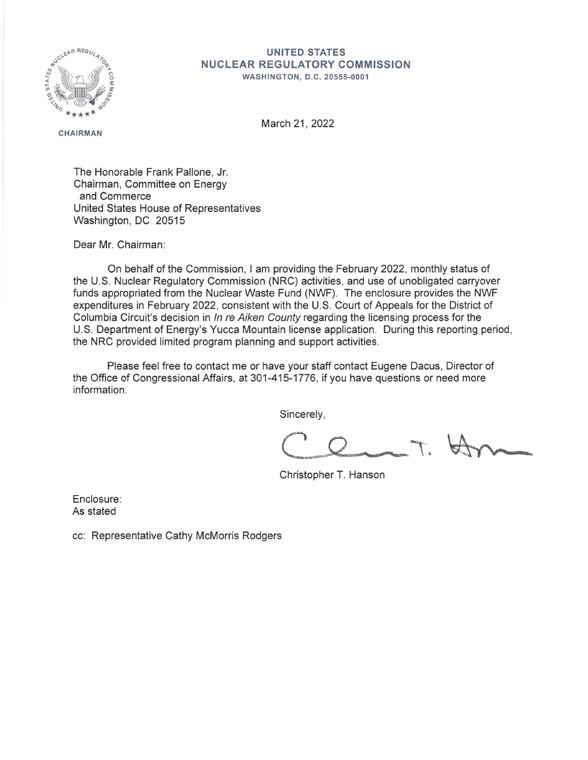**UNITED STATES**
**NUCLEAR REGULATORY COMMISSION**
WASHINGTON, D.C. 20555-0001

CHAIRMAN

March 21, 2022

The Honorable Frank Pallone, Jr.
Chairman, Committee on Energy
and Commerce
United States House of Representatives
Washington, DC 20515

Dear Mr. Chairman:

On behalf of the Commission, I am providing the February 2022, monthly status of the U.S. Nuclear Regulatory Commission (NRC) activities, and use of unobligated carryover funds appropriated from the Nuclear Waste Fund (NWF). The enclosure provides the NWF expenditures in February 2022, consistent with the U.S. Court of Appeals for the District of Columbia Circuit's decision in *In re Aiken County* regarding the licensing process for the U.S. Department of Energy's Yucca Mountain license application. During this reporting period, the NRC provided limited program planning and support activities.

Please feel free to contact me or have your staff contact Eugene Dacus, Director of the Office of Congressional Affairs, at 301-415-1776, if you have questions or need more information.

Sincerely,

Christopher T. Hanson

Enclosure:
As stated

cc: Representative Cathy McMorris Rodgers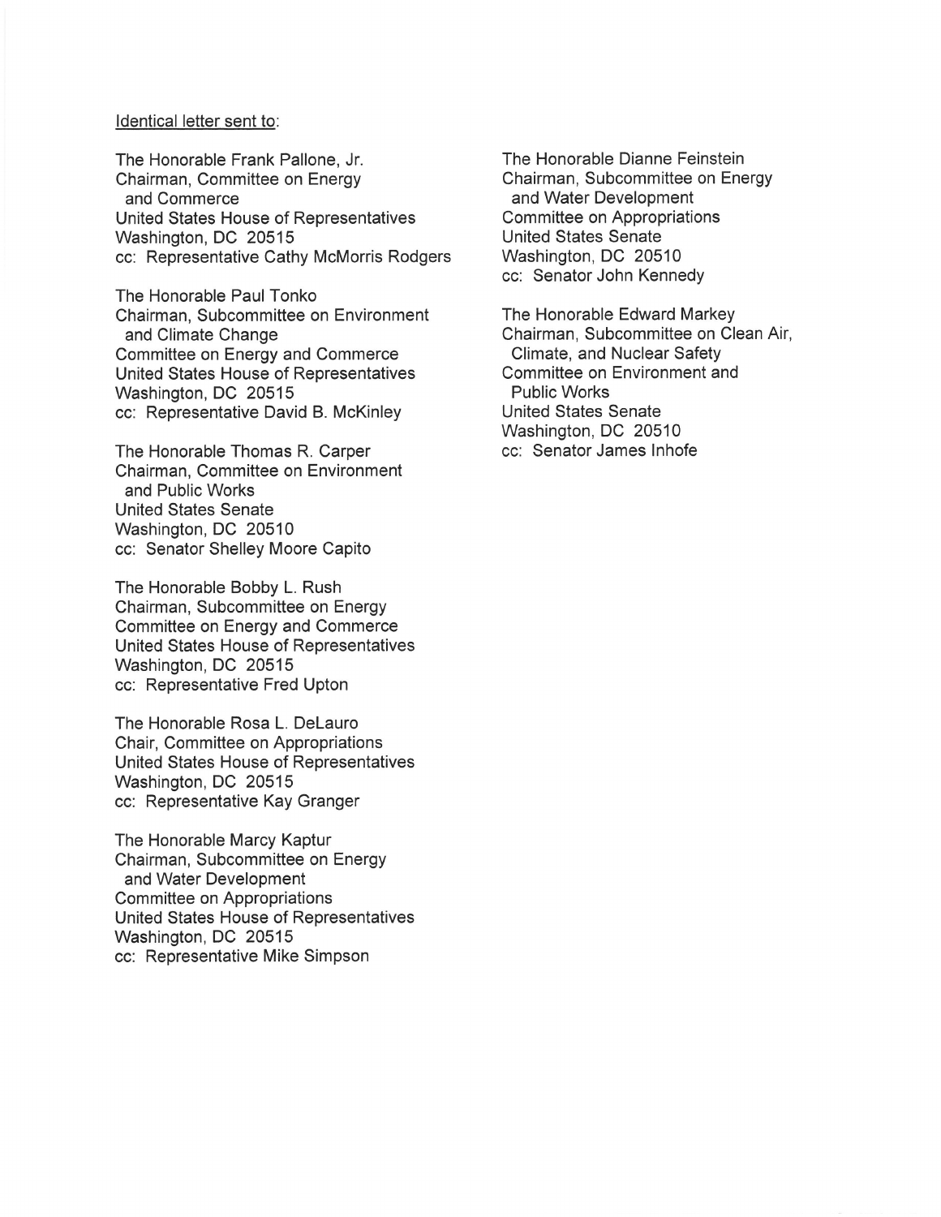Identical letter sent to:

The Honorable Frank Pallone, Jr.
Chairman, Committee on Energy and Commerce
United States House of Representatives
Washington, DC 20515
cc: Representative Cathy McMorris Rodgers

The Honorable Paul Tonko
Chairman, Subcommittee on Environment and Climate Change
Committee on Energy and Commerce
United States House of Representatives
Washington, DC 20515
cc: Representative David B. McKinley

The Honorable Thomas R. Carper
Chairman, Committee on Environment and Public Works
United States Senate
Washington, DC 20510
cc: Senator Shelley Moore Capito

The Honorable Bobby L. Rush
Chairman, Subcommittee on Energy
Committee on Energy and Commerce
United States House of Representatives
Washington, DC 20515
cc: Representative Fred Upton

The Honorable Rosa L. DeLauro
Chair, Committee on Appropriations
United States House of Representatives
Washington, DC 20515
cc: Representative Kay Granger

The Honorable Marcy Kaptur
Chairman, Subcommittee on Energy and Water Development
Committee on Appropriations
United States House of Representatives
Washington, DC 20515
cc: Representative Mike Simpson

The Honorable Dianne Feinstein
Chairman, Subcommittee on Energy and Water Development
Committee on Appropriations
United States Senate
Washington, DC 20510
cc: Senator John Kennedy

The Honorable Edward Markey
Chairman, Subcommittee on Clean Air, Climate, and Nuclear Safety
Committee on Environment and Public Works
United States Senate
Washington, DC 20510
cc: Senator James Inhofe